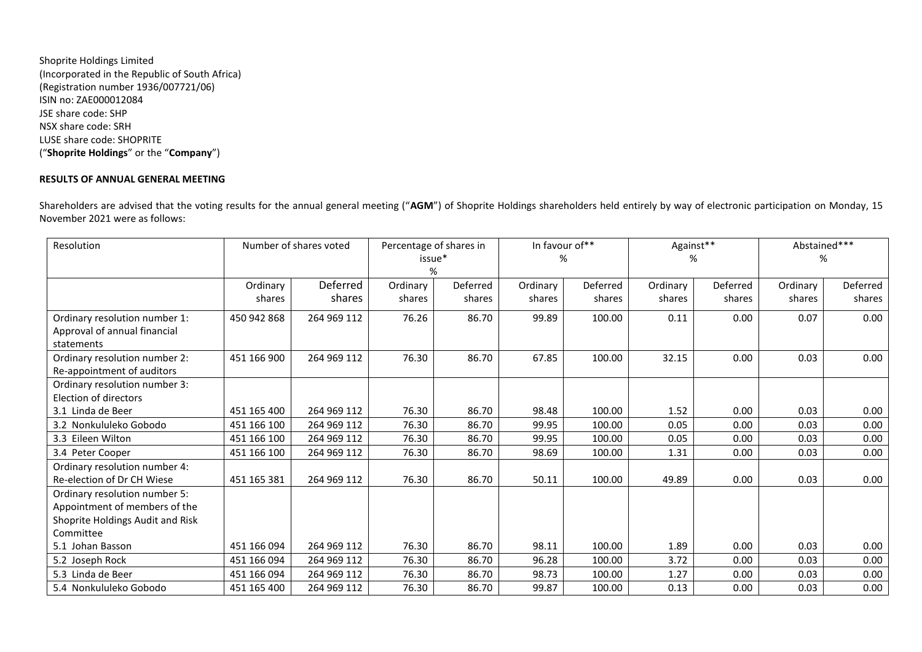Shoprite Holdings Limited
(Incorporated in the Republic of South Africa)
(Registration number 1936/007721/06)
ISIN no: ZAE000012084
JSE share code: SHP
NSX share code: SRH
LUSE share code: SHOPRITE
("**Shoprite Holdings**" or the "**Company**")

**RESULTS OF ANNUAL GENERAL MEETING**

Shareholders are advised that the voting results for the annual general meeting ("**AGM**") of Shoprite Holdings shareholders held entirely by way of electronic participation on Monday, 15 November 2021 were as follows:

| Resolution | Number of shares voted | | Percentage of shares in issue* % | | In favour of** % | | Against** % | | Abstained*** % | |
|---|---|---|---|---|---|---|---|---|---|---|
| | Ordinary shares | Deferred shares | Ordinary shares | Deferred shares | Ordinary shares | Deferred shares | Ordinary shares | Deferred shares | Ordinary shares | Deferred shares |
| Ordinary resolution number 1: Approval of annual financial statements | 450 942 868 | 264 969 112 | 76.26 | 86.70 | 99.89 | 100.00 | 0.11 | 0.00 | 0.07 | 0.00 |
| Ordinary resolution number 2: Re-appointment of auditors | 451 166 900 | 264 969 112 | 76.30 | 86.70 | 67.85 | 100.00 | 32.15 | 0.00 | 0.03 | 0.00 |
| Ordinary resolution number 3: Election of directors | | | | | | | | | | |
| 3.1 Linda de Beer | 451 165 400 | 264 969 112 | 76.30 | 86.70 | 98.48 | 100.00 | 1.52 | 0.00 | 0.03 | 0.00 |
| 3.2 Nonkululeko Gobodo | 451 166 100 | 264 969 112 | 76.30 | 86.70 | 99.95 | 100.00 | 0.05 | 0.00 | 0.03 | 0.00 |
| 3.3 Eileen Wilton | 451 166 100 | 264 969 112 | 76.30 | 86.70 | 99.95 | 100.00 | 0.05 | 0.00 | 0.03 | 0.00 |
| 3.4 Peter Cooper | 451 166 100 | 264 969 112 | 76.30 | 86.70 | 98.69 | 100.00 | 1.31 | 0.00 | 0.03 | 0.00 |
| Ordinary resolution number 4: Re-election of Dr CH Wiese | 451 165 381 | 264 969 112 | 76.30 | 86.70 | 50.11 | 100.00 | 49.89 | 0.00 | 0.03 | 0.00 |
| Ordinary resolution number 5: Appointment of members of the Shoprite Holdings Audit and Risk Committee | | | | | | | | | | |
| 5.1 Johan Basson | 451 166 094 | 264 969 112 | 76.30 | 86.70 | 98.11 | 100.00 | 1.89 | 0.00 | 0.03 | 0.00 |
| 5.2 Joseph Rock | 451 166 094 | 264 969 112 | 76.30 | 86.70 | 96.28 | 100.00 | 3.72 | 0.00 | 0.03 | 0.00 |
| 5.3 Linda de Beer | 451 166 094 | 264 969 112 | 76.30 | 86.70 | 98.73 | 100.00 | 1.27 | 0.00 | 0.03 | 0.00 |
| 5.4 Nonkululeko Gobodo | 451 165 400 | 264 969 112 | 76.30 | 86.70 | 99.87 | 100.00 | 0.13 | 0.00 | 0.03 | 0.00 |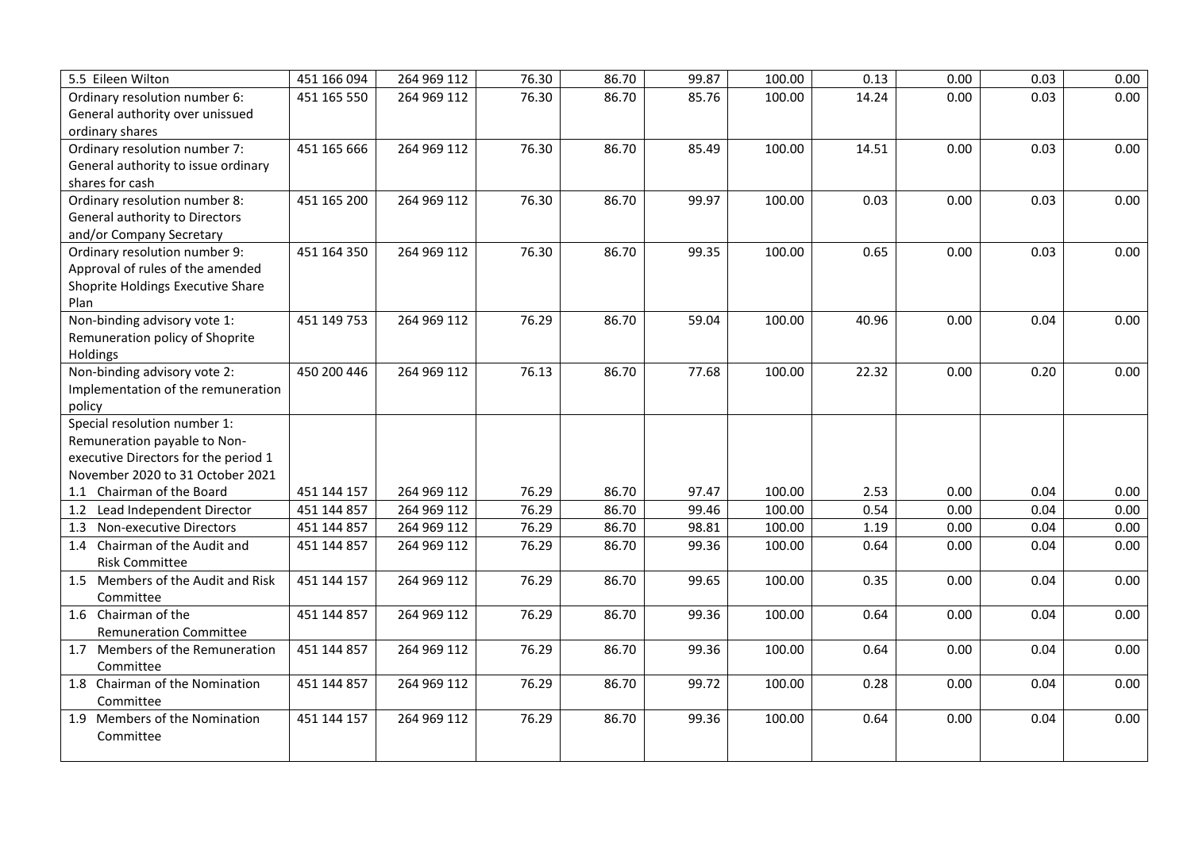| | | | | | | | | | | |
|---|---|---|---|---|---|---|---|---|---|---|
| 5.5 Eileen Wilton | 451 166 094 | 264 969 112 | 76.30 | 86.70 | 99.87 | 100.00 | 0.13 | 0.00 | 0.03 | 0.00 |
| Ordinary resolution number 6: General authority over unissued ordinary shares | 451 165 550 | 264 969 112 | 76.30 | 86.70 | 85.76 | 100.00 | 14.24 | 0.00 | 0.03 | 0.00 |
| Ordinary resolution number 7: General authority to issue ordinary shares for cash | 451 165 666 | 264 969 112 | 76.30 | 86.70 | 85.49 | 100.00 | 14.51 | 0.00 | 0.03 | 0.00 |
| Ordinary resolution number 8: General authority to Directors and/or Company Secretary | 451 165 200 | 264 969 112 | 76.30 | 86.70 | 99.97 | 100.00 | 0.03 | 0.00 | 0.03 | 0.00 |
| Ordinary resolution number 9: Approval of rules of the amended Shoprite Holdings Executive Share Plan | 451 164 350 | 264 969 112 | 76.30 | 86.70 | 99.35 | 100.00 | 0.65 | 0.00 | 0.03 | 0.00 |
| Non-binding advisory vote 1: Remuneration policy of Shoprite Holdings | 451 149 753 | 264 969 112 | 76.29 | 86.70 | 59.04 | 100.00 | 40.96 | 0.00 | 0.04 | 0.00 |
| Non-binding advisory vote 2: Implementation of the remuneration policy | 450 200 446 | 264 969 112 | 76.13 | 86.70 | 77.68 | 100.00 | 22.32 | 0.00 | 0.20 | 0.00 |
| Special resolution number 1: Remuneration payable to Non-executive Directors for the period 1 November 2020 to 31 October 2021 | | | | | | | | | | |
| 1.1 Chairman of the Board | 451 144 157 | 264 969 112 | 76.29 | 86.70 | 97.47 | 100.00 | 2.53 | 0.00 | 0.04 | 0.00 |
| 1.2 Lead Independent Director | 451 144 857 | 264 969 112 | 76.29 | 86.70 | 99.46 | 100.00 | 0.54 | 0.00 | 0.04 | 0.00 |
| 1.3 Non-executive Directors | 451 144 857 | 264 969 112 | 76.29 | 86.70 | 98.81 | 100.00 | 1.19 | 0.00 | 0.04 | 0.00 |
| 1.4 Chairman of the Audit and Risk Committee | 451 144 857 | 264 969 112 | 76.29 | 86.70 | 99.36 | 100.00 | 0.64 | 0.00 | 0.04 | 0.00 |
| 1.5 Members of the Audit and Risk Committee | 451 144 157 | 264 969 112 | 76.29 | 86.70 | 99.65 | 100.00 | 0.35 | 0.00 | 0.04 | 0.00 |
| 1.6 Chairman of the Remuneration Committee | 451 144 857 | 264 969 112 | 76.29 | 86.70 | 99.36 | 100.00 | 0.64 | 0.00 | 0.04 | 0.00 |
| 1.7 Members of the Remuneration Committee | 451 144 857 | 264 969 112 | 76.29 | 86.70 | 99.36 | 100.00 | 0.64 | 0.00 | 0.04 | 0.00 |
| 1.8 Chairman of the Nomination Committee | 451 144 857 | 264 969 112 | 76.29 | 86.70 | 99.72 | 100.00 | 0.28 | 0.00 | 0.04 | 0.00 |
| 1.9 Members of the Nomination Committee | 451 144 157 | 264 969 112 | 76.29 | 86.70 | 99.36 | 100.00 | 0.64 | 0.00 | 0.04 | 0.00 |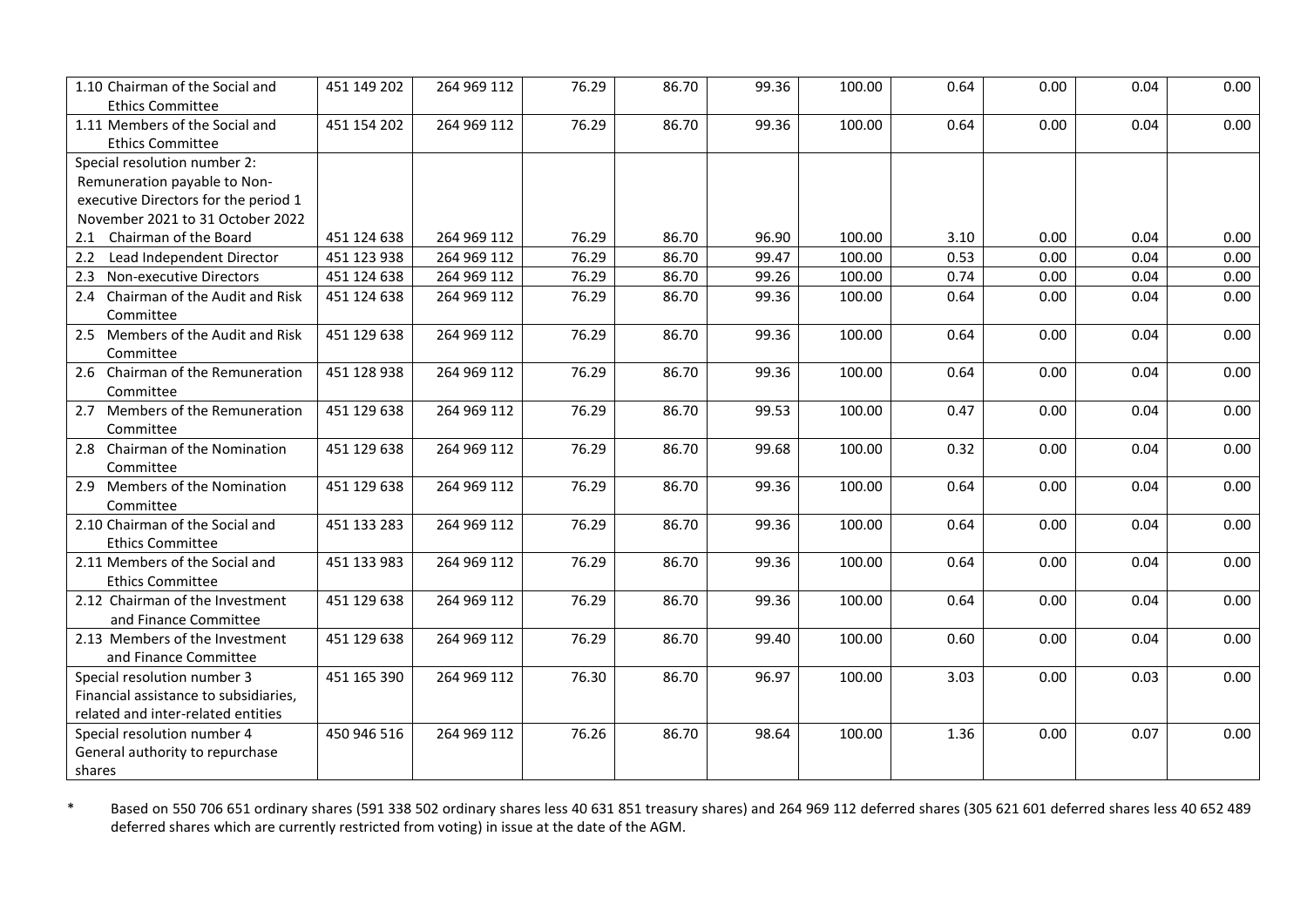| | | | | | | | | | | |
|---|---|---|---|---|---|---|---|---|---|---|
| 1.10 Chairman of the Social and Ethics Committee | 451 149 202 | 264 969 112 | 76.29 | 86.70 | 99.36 | 100.00 | 0.64 | 0.00 | 0.04 | 0.00 |
| 1.11 Members of the Social and Ethics Committee | 451 154 202 | 264 969 112 | 76.29 | 86.70 | 99.36 | 100.00 | 0.64 | 0.00 | 0.04 | 0.00 |
| Special resolution number 2: Remuneration payable to Non-executive Directors for the period 1 November 2021 to 31 October 2022 | | | | | | | | | | |
| 2.1 Chairman of the Board | 451 124 638 | 264 969 112 | 76.29 | 86.70 | 96.90 | 100.00 | 3.10 | 0.00 | 0.04 | 0.00 |
| 2.2 Lead Independent Director | 451 123 938 | 264 969 112 | 76.29 | 86.70 | 99.47 | 100.00 | 0.53 | 0.00 | 0.04 | 0.00 |
| 2.3 Non-executive Directors | 451 124 638 | 264 969 112 | 76.29 | 86.70 | 99.26 | 100.00 | 0.74 | 0.00 | 0.04 | 0.00 |
| 2.4 Chairman of the Audit and Risk Committee | 451 124 638 | 264 969 112 | 76.29 | 86.70 | 99.36 | 100.00 | 0.64 | 0.00 | 0.04 | 0.00 |
| 2.5 Members of the Audit and Risk Committee | 451 129 638 | 264 969 112 | 76.29 | 86.70 | 99.36 | 100.00 | 0.64 | 0.00 | 0.04 | 0.00 |
| 2.6 Chairman of the Remuneration Committee | 451 128 938 | 264 969 112 | 76.29 | 86.70 | 99.36 | 100.00 | 0.64 | 0.00 | 0.04 | 0.00 |
| 2.7 Members of the Remuneration Committee | 451 129 638 | 264 969 112 | 76.29 | 86.70 | 99.53 | 100.00 | 0.47 | 0.00 | 0.04 | 0.00 |
| 2.8 Chairman of the Nomination Committee | 451 129 638 | 264 969 112 | 76.29 | 86.70 | 99.68 | 100.00 | 0.32 | 0.00 | 0.04 | 0.00 |
| 2.9 Members of the Nomination Committee | 451 129 638 | 264 969 112 | 76.29 | 86.70 | 99.36 | 100.00 | 0.64 | 0.00 | 0.04 | 0.00 |
| 2.10 Chairman of the Social and Ethics Committee | 451 133 283 | 264 969 112 | 76.29 | 86.70 | 99.36 | 100.00 | 0.64 | 0.00 | 0.04 | 0.00 |
| 2.11 Members of the Social and Ethics Committee | 451 133 983 | 264 969 112 | 76.29 | 86.70 | 99.36 | 100.00 | 0.64 | 0.00 | 0.04 | 0.00 |
| 2.12 Chairman of the Investment and Finance Committee | 451 129 638 | 264 969 112 | 76.29 | 86.70 | 99.36 | 100.00 | 0.64 | 0.00 | 0.04 | 0.00 |
| 2.13 Members of the Investment and Finance Committee | 451 129 638 | 264 969 112 | 76.29 | 86.70 | 99.40 | 100.00 | 0.60 | 0.00 | 0.04 | 0.00 |
| Special resolution number 3 Financial assistance to subsidiaries, related and inter-related entities | 451 165 390 | 264 969 112 | 76.30 | 86.70 | 96.97 | 100.00 | 3.03 | 0.00 | 0.03 | 0.00 |
| Special resolution number 4 General authority to repurchase shares | 450 946 516 | 264 969 112 | 76.26 | 86.70 | 98.64 | 100.00 | 1.36 | 0.00 | 0.07 | 0.00 |

\* Based on 550 706 651 ordinary shares (591 338 502 ordinary shares less 40 631 851 treasury shares) and 264 969 112 deferred shares (305 621 601 deferred shares less 40 652 489 deferred shares which are currently restricted from voting) in issue at the date of the AGM.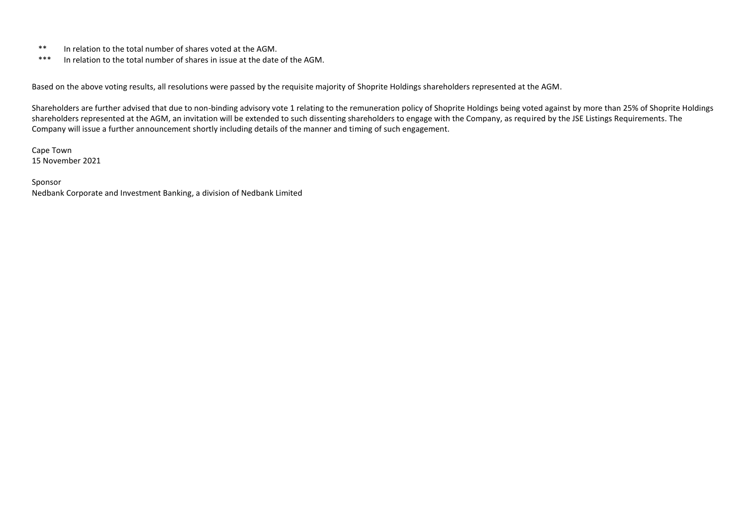** In relation to the total number of shares voted at the AGM.

*** In relation to the total number of shares in issue at the date of the AGM.

Based on the above voting results, all resolutions were passed by the requisite majority of Shoprite Holdings shareholders represented at the AGM.

Shareholders are further advised that due to non-binding advisory vote 1 relating to the remuneration policy of Shoprite Holdings being voted against by more than 25% of Shoprite Holdings shareholders represented at the AGM, an invitation will be extended to such dissenting shareholders to engage with the Company, as required by the JSE Listings Requirements. The Company will issue a further announcement shortly including details of the manner and timing of such engagement.

Cape Town
15 November 2021

Sponsor
Nedbank Corporate and Investment Banking, a division of Nedbank Limited